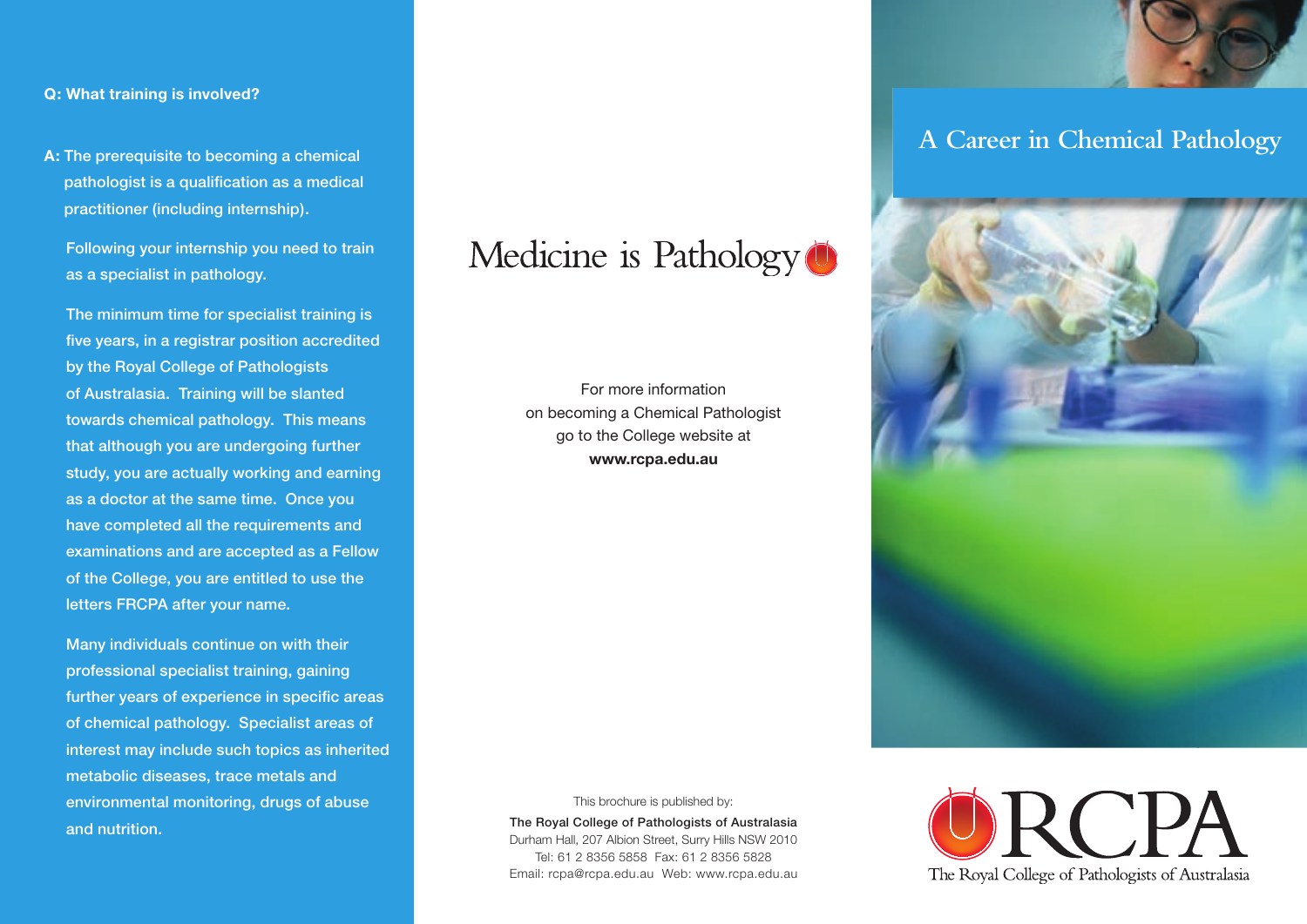**Q: What training is involved?**

**A:** The prerequisite to becoming a chemical pathologist is a qualification as a medical practitioner (including internship).

Following your internship you need to train as a specialist in pathology.

The minimum time for specialist training is five years, in a registrar position accredited by the Royal College of Pathologists of Australasia. Training will be slanted towards chemical pathology. This means that although you are undergoing further study, you are actually working and earning as a doctor at the same time. Once you have completed all the requirements and examinations and are accepted as a Fellow of the College, you are entitled to use the letters FRCPA after your name.

Many individuals continue on with their professional specialist training, gaining further years of experience in specific areas of chemical pathology. Specialist areas of interest may include such topics as inherited metabolic diseases, trace metals and environmental monitoring, drugs of abuse and nutrition.

Medicine is Pathology

For more information on becoming a Chemical Pathologist go to the College website at **www.rcpa.edu.au**

This brochure is published by:

**The Royal College of Pathologists of Australasia**
Durham Hall, 207 Albion Street, Surry Hills NSW 2010
Tel: 61 2 8356 5858 Fax: 61 2 8356 5828
Email: rcpa@rcpa.edu.au Web: www.rcpa.edu.au

# A Career in Chemical Pathology

RCPA
The Royal College of Pathologists of Australasia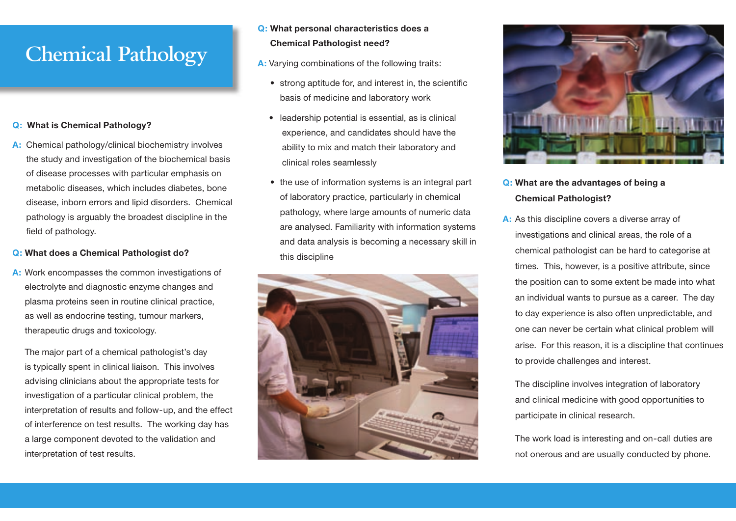# Chemical Pathology

**Q: What is Chemical Pathology?**

**A:** Chemical pathology/clinical biochemistry involves the study and investigation of the biochemical basis of disease processes with particular emphasis on metabolic diseases, which includes diabetes, bone disease, inborn errors and lipid disorders. Chemical pathology is arguably the broadest discipline in the field of pathology.

**Q: What does a Chemical Pathologist do?**

**A:** Work encompasses the common investigations of electrolyte and diagnostic enzyme changes and plasma proteins seen in routine clinical practice, as well as endocrine testing, tumour markers, therapeutic drugs and toxicology.

The major part of a chemical pathologist's day is typically spent in clinical liaison. This involves advising clinicians about the appropriate tests for investigation of a particular clinical problem, the interpretation of results and follow-up, and the effect of interference on test results. The working day has a large component devoted to the validation and interpretation of test results.

**Q: What personal characteristics does a Chemical Pathologist need?**

**A:** Varying combinations of the following traits:

- strong aptitude for, and interest in, the scientific basis of medicine and laboratory work
- leadership potential is essential, as is clinical experience, and candidates should have the ability to mix and match their laboratory and clinical roles seamlessly
- the use of information systems is an integral part of laboratory practice, particularly in chemical pathology, where large amounts of numeric data are analysed. Familiarity with information systems and data analysis is becoming a necessary skill in this discipline

**Q: What are the advantages of being a Chemical Pathologist?**

**A:** As this discipline covers a diverse array of investigations and clinical areas, the role of a chemical pathologist can be hard to categorise at times. This, however, is a positive attribute, since the position can to some extent be made into what an individual wants to pursue as a career. The day to day experience is also often unpredictable, and one can never be certain what clinical problem will arise. For this reason, it is a discipline that continues to provide challenges and interest.

The discipline involves integration of laboratory and clinical medicine with good opportunities to participate in clinical research.

The work load is interesting and on-call duties are not onerous and are usually conducted by phone.